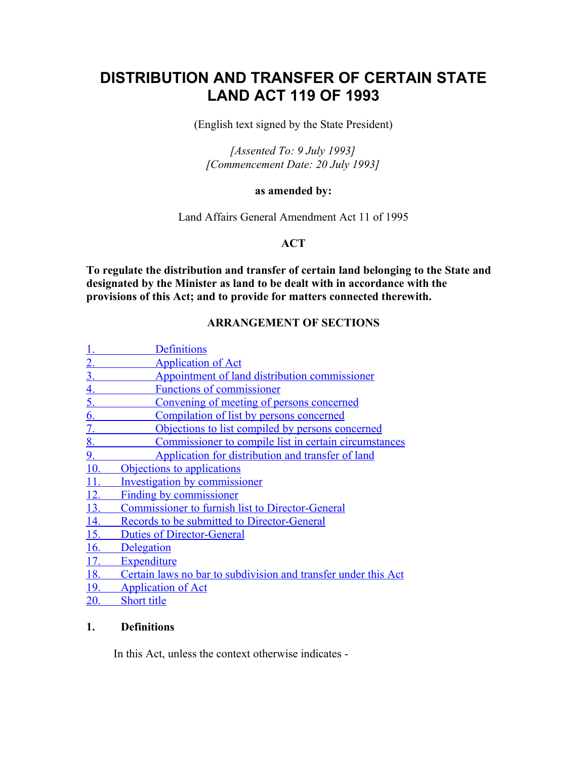# DISTRIBUTION AND TRANSFER OF CERTAIN STATE LAND ACT 119 OF 1993

(English text signed by the State President)

*[Assented To: 9 July 1993]*
*[Commencement Date: 20 July 1993]*

**as amended by:**

Land Affairs General Amendment Act 11 of 1995

**ACT**

**To regulate the distribution and transfer of certain land belonging to the State and designated by the Minister as land to be dealt with in accordance with the provisions of this Act; and to provide for matters connected therewith.**

**ARRANGEMENT OF SECTIONS**

1. Definitions
2. Application of Act
3. Appointment of land distribution commissioner
4. Functions of commissioner
5. Convening of meeting of persons concerned
6. Compilation of list by persons concerned
7. Objections to list compiled by persons concerned
8. Commissioner to compile list in certain circumstances
9. Application for distribution and transfer of land
10. Objections to applications
11. Investigation by commissioner
12. Finding by commissioner
13. Commissioner to furnish list to Director-General
14. Records to be submitted to Director-General
15. Duties of Director-General
16. Delegation
17. Expenditure
18. Certain laws no bar to subdivision and transfer under this Act
19. Application of Act
20. Short title

**1. Definitions**

In this Act, unless the context otherwise indicates -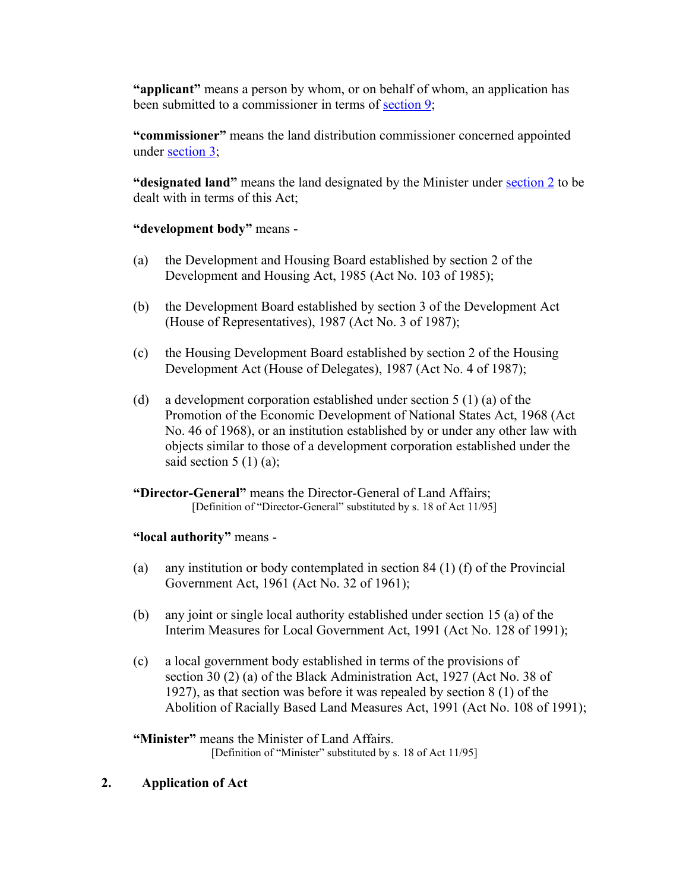**“applicant”** means a person by whom, or on behalf of whom, an application has been submitted to a commissioner in terms of section 9;

**“commissioner”** means the land distribution commissioner concerned appointed under section 3;

**“designated land”** means the land designated by the Minister under section 2 to be dealt with in terms of this Act;

**“development body”** means -

(a) the Development and Housing Board established by section 2 of the Development and Housing Act, 1985 (Act No. 103 of 1985);

(b) the Development Board established by section 3 of the Development Act (House of Representatives), 1987 (Act No. 3 of 1987);

(c) the Housing Development Board established by section 2 of the Housing Development Act (House of Delegates), 1987 (Act No. 4 of 1987);

(d) a development corporation established under section 5 (1) (a) of the Promotion of the Economic Development of National States Act, 1968 (Act No. 46 of 1968), or an institution established by or under any other law with objects similar to those of a development corporation established under the said section 5 (1) (a);

**“Director-General”** means the Director-General of Land Affairs;
[Definition of “Director-General” substituted by s. 18 of Act 11/95]

**“local authority”** means -

(a) any institution or body contemplated in section 84 (1) (f) of the Provincial Government Act, 1961 (Act No. 32 of 1961);

(b) any joint or single local authority established under section 15 (a) of the Interim Measures for Local Government Act, 1991 (Act No. 128 of 1991);

(c) a local government body established in terms of the provisions of section 30 (2) (a) of the Black Administration Act, 1927 (Act No. 38 of 1927), as that section was before it was repealed by section 8 (1) of the Abolition of Racially Based Land Measures Act, 1991 (Act No. 108 of 1991);

**“Minister”** means the Minister of Land Affairs.
[Definition of “Minister” substituted by s. 18 of Act 11/95]

## 2. Application of Act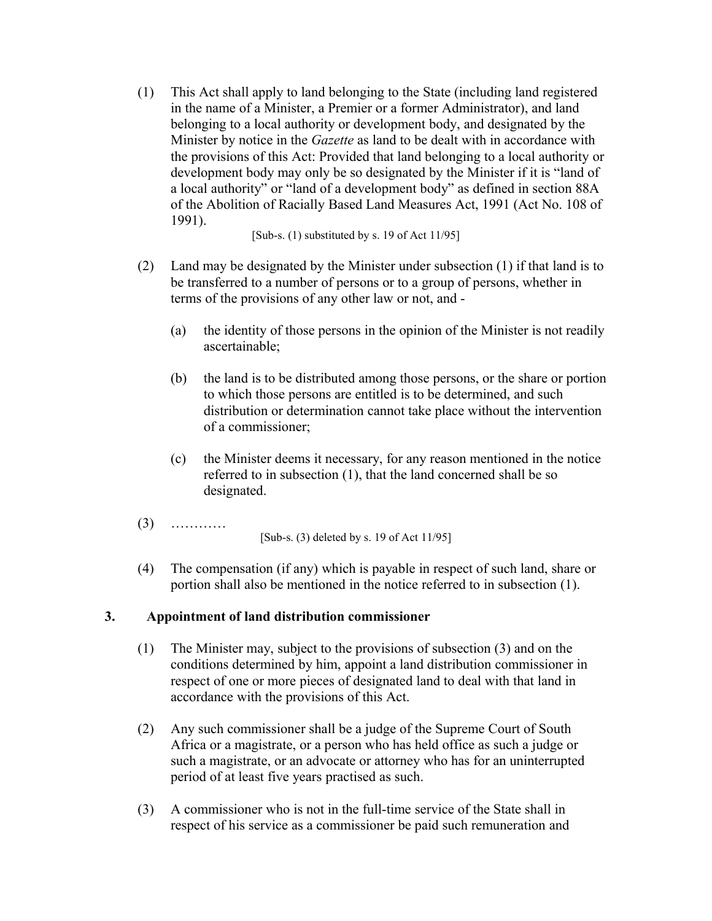(1) This Act shall apply to land belonging to the State (including land registered in the name of a Minister, a Premier or a former Administrator), and land belonging to a local authority or development body, and designated by the Minister by notice in the *Gazette* as land to be dealt with in accordance with the provisions of this Act: Provided that land belonging to a local authority or development body may only be so designated by the Minister if it is "land of a local authority" or "land of a development body" as defined in section 88A of the Abolition of Racially Based Land Measures Act, 1991 (Act No. 108 of 1991).

[Sub-s. (1) substituted by s. 19 of Act 11/95]

(2) Land may be designated by the Minister under subsection (1) if that land is to be transferred to a number of persons or to a group of persons, whether in terms of the provisions of any other law or not, and -

(a) the identity of those persons in the opinion of the Minister is not readily ascertainable;

(b) the land is to be distributed among those persons, or the share or portion to which those persons are entitled is to be determined, and such distribution or determination cannot take place without the intervention of a commissioner;

(c) the Minister deems it necessary, for any reason mentioned in the notice referred to in subsection (1), that the land concerned shall be so designated.

(3) …………

[Sub-s. (3) deleted by s. 19 of Act 11/95]

(4) The compensation (if any) which is payable in respect of such land, share or portion shall also be mentioned in the notice referred to in subsection (1).

### 3. Appointment of land distribution commissioner

(1) The Minister may, subject to the provisions of subsection (3) and on the conditions determined by him, appoint a land distribution commissioner in respect of one or more pieces of designated land to deal with that land in accordance with the provisions of this Act.

(2) Any such commissioner shall be a judge of the Supreme Court of South Africa or a magistrate, or a person who has held office as such a judge or such a magistrate, or an advocate or attorney who has for an uninterrupted period of at least five years practised as such.

(3) A commissioner who is not in the full-time service of the State shall in respect of his service as a commissioner be paid such remuneration and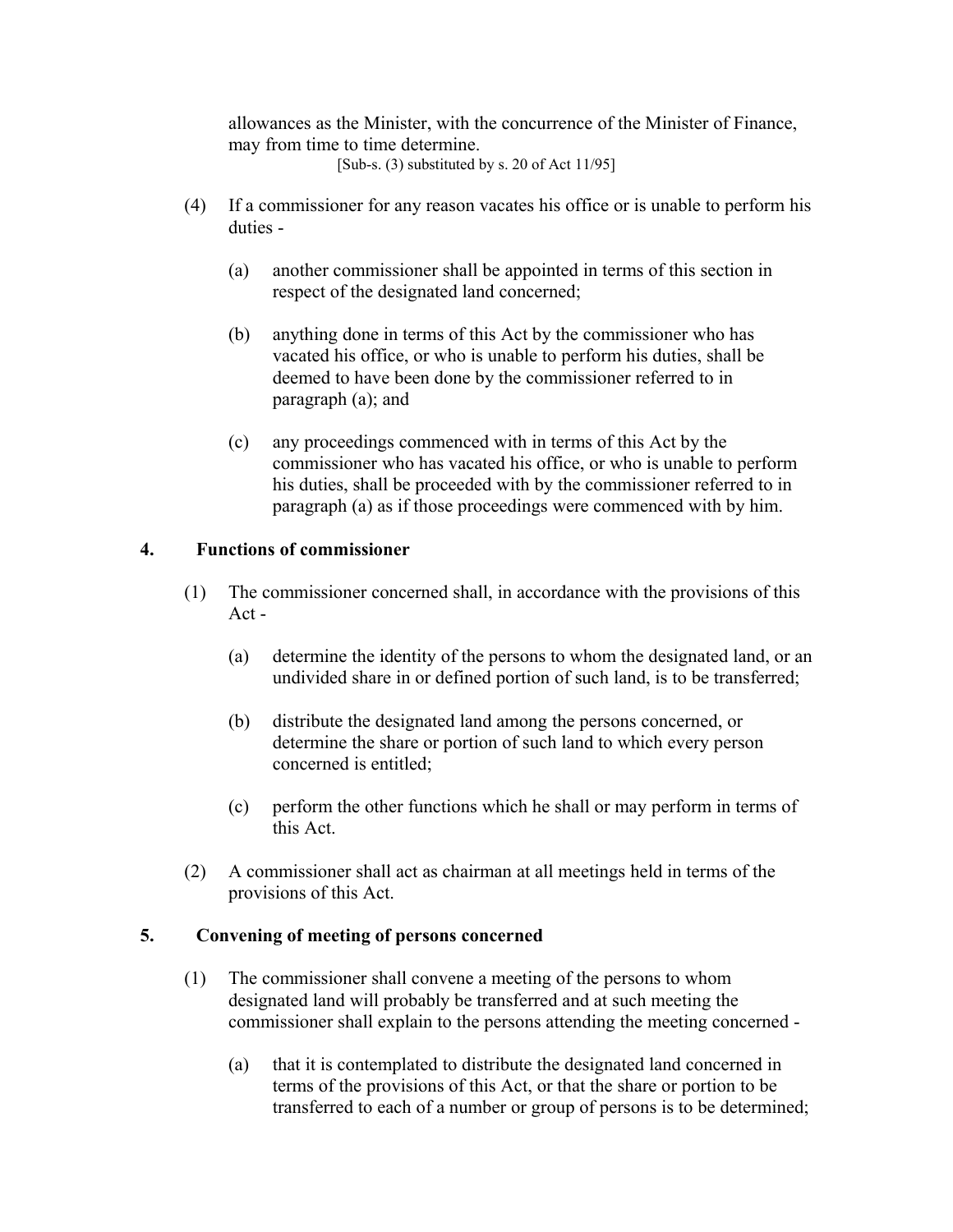allowances as the Minister, with the concurrence of the Minister of Finance, may from time to time determine.

[Sub-s. (3) substituted by s. 20 of Act 11/95]

(4) If a commissioner for any reason vacates his office or is unable to perform his duties -

(a) another commissioner shall be appointed in terms of this section in respect of the designated land concerned;

(b) anything done in terms of this Act by the commissioner who has vacated his office, or who is unable to perform his duties, shall be deemed to have been done by the commissioner referred to in paragraph (a); and

(c) any proceedings commenced with in terms of this Act by the commissioner who has vacated his office, or who is unable to perform his duties, shall be proceeded with by the commissioner referred to in paragraph (a) as if those proceedings were commenced with by him.

### 4. Functions of commissioner

(1) The commissioner concerned shall, in accordance with the provisions of this Act -

(a) determine the identity of the persons to whom the designated land, or an undivided share in or defined portion of such land, is to be transferred;

(b) distribute the designated land among the persons concerned, or determine the share or portion of such land to which every person concerned is entitled;

(c) perform the other functions which he shall or may perform in terms of this Act.

(2) A commissioner shall act as chairman at all meetings held in terms of the provisions of this Act.

### 5. Convening of meeting of persons concerned

(1) The commissioner shall convene a meeting of the persons to whom designated land will probably be transferred and at such meeting the commissioner shall explain to the persons attending the meeting concerned -

(a) that it is contemplated to distribute the designated land concerned in terms of the provisions of this Act, or that the share or portion to be transferred to each of a number or group of persons is to be determined;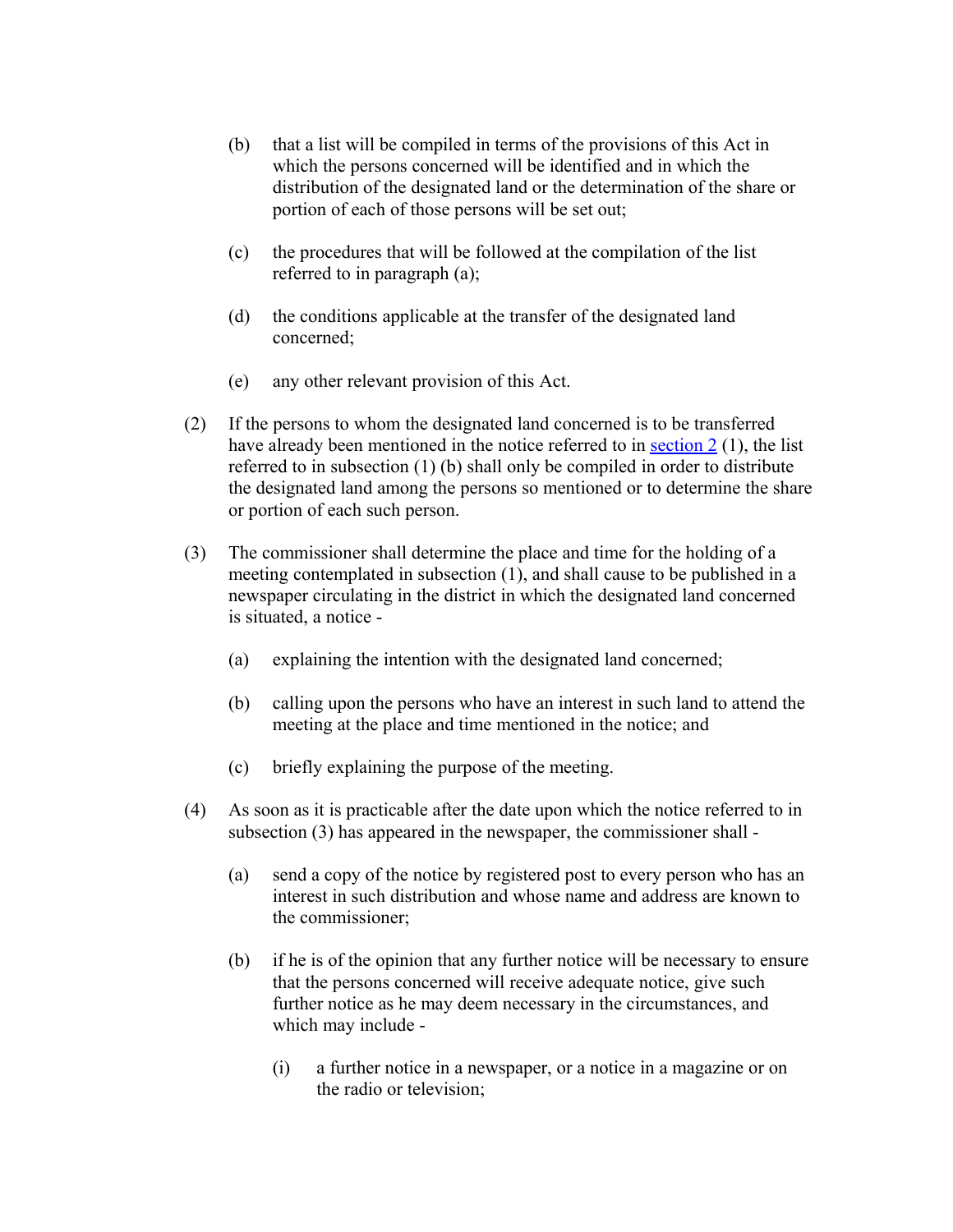(b) that a list will be compiled in terms of the provisions of this Act in which the persons concerned will be identified and in which the distribution of the designated land or the determination of the share or portion of each of those persons will be set out;

(c) the procedures that will be followed at the compilation of the list referred to in paragraph (a);

(d) the conditions applicable at the transfer of the designated land concerned;

(e) any other relevant provision of this Act.

(2) If the persons to whom the designated land concerned is to be transferred have already been mentioned in the notice referred to in section 2 (1), the list referred to in subsection (1) (b) shall only be compiled in order to distribute the designated land among the persons so mentioned or to determine the share or portion of each such person.

(3) The commissioner shall determine the place and time for the holding of a meeting contemplated in subsection (1), and shall cause to be published in a newspaper circulating in the district in which the designated land concerned is situated, a notice -

(a) explaining the intention with the designated land concerned;

(b) calling upon the persons who have an interest in such land to attend the meeting at the place and time mentioned in the notice; and

(c) briefly explaining the purpose of the meeting.

(4) As soon as it is practicable after the date upon which the notice referred to in subsection (3) has appeared in the newspaper, the commissioner shall -

(a) send a copy of the notice by registered post to every person who has an interest in such distribution and whose name and address are known to the commissioner;

(b) if he is of the opinion that any further notice will be necessary to ensure that the persons concerned will receive adequate notice, give such further notice as he may deem necessary in the circumstances, and which may include -

(i) a further notice in a newspaper, or a notice in a magazine or on the radio or television;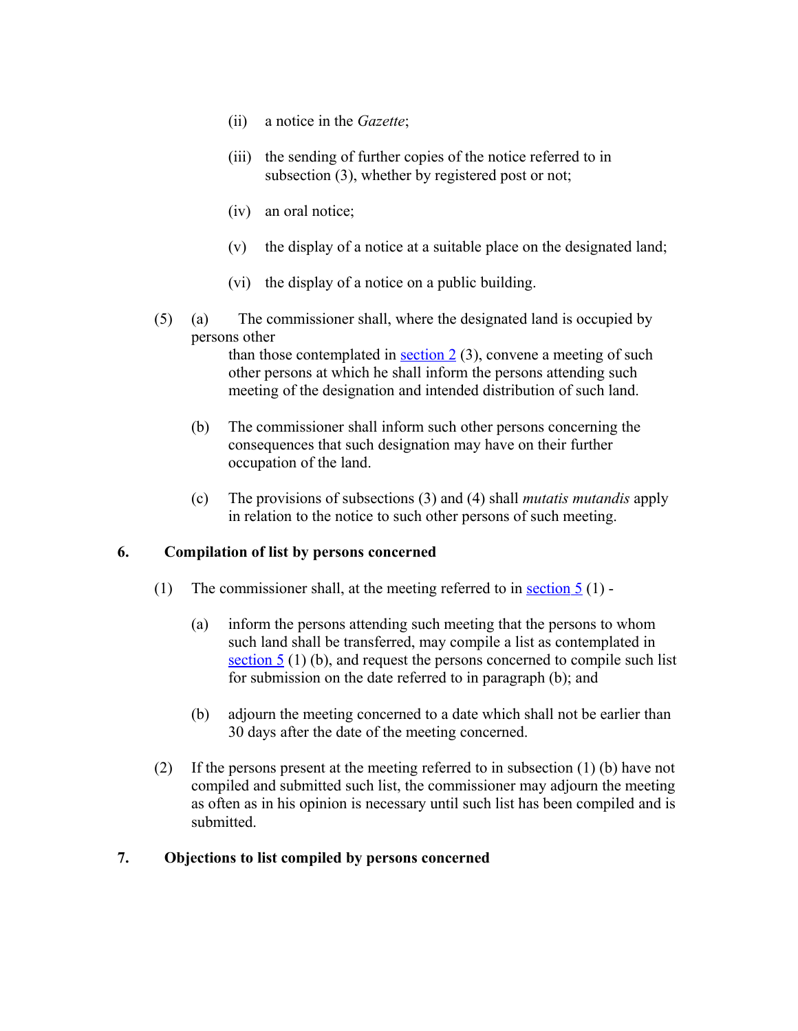(ii) a notice in the *Gazette*;

(iii) the sending of further copies of the notice referred to in subsection (3), whether by registered post or not;

(iv) an oral notice;

(v) the display of a notice at a suitable place on the designated land;

(vi) the display of a notice on a public building.

(5) (a) The commissioner shall, where the designated land is occupied by persons other than those contemplated in section 2 (3), convene a meeting of such other persons at which he shall inform the persons attending such meeting of the designation and intended distribution of such land.

(b) The commissioner shall inform such other persons concerning the consequences that such designation may have on their further occupation of the land.

(c) The provisions of subsections (3) and (4) shall *mutatis mutandis* apply in relation to the notice to such other persons of such meeting.

## 6. Compilation of list by persons concerned

(1) The commissioner shall, at the meeting referred to in section 5 (1) -

(a) inform the persons attending such meeting that the persons to whom such land shall be transferred, may compile a list as contemplated in section 5 (1) (b), and request the persons concerned to compile such list for submission on the date referred to in paragraph (b); and

(b) adjourn the meeting concerned to a date which shall not be earlier than 30 days after the date of the meeting concerned.

(2) If the persons present at the meeting referred to in subsection (1) (b) have not compiled and submitted such list, the commissioner may adjourn the meeting as often as in his opinion is necessary until such list has been compiled and is submitted.

## 7. Objections to list compiled by persons concerned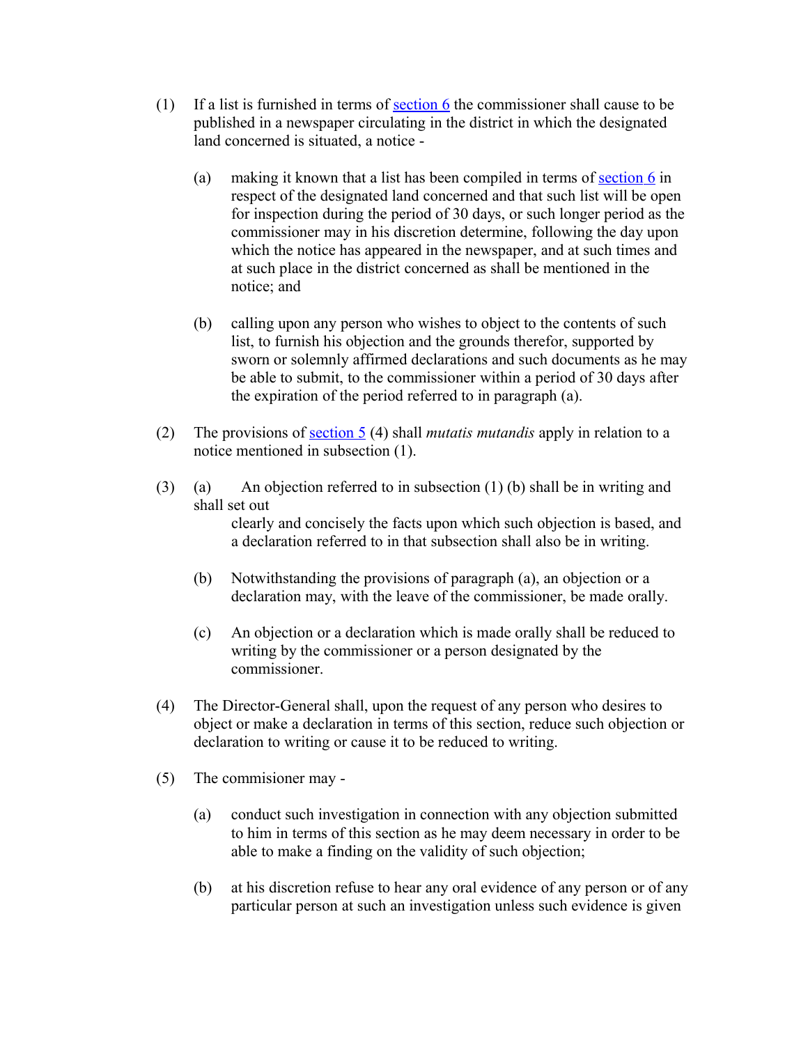(1) If a list is furnished in terms of [section 6](#) the commissioner shall cause to be published in a newspaper circulating in the district in which the designated land concerned is situated, a notice -

(a) making it known that a list has been compiled in terms of [section 6](#) in respect of the designated land concerned and that such list will be open for inspection during the period of 30 days, or such longer period as the commissioner may in his discretion determine, following the day upon which the notice has appeared in the newspaper, and at such times and at such place in the district concerned as shall be mentioned in the notice; and

(b) calling upon any person who wishes to object to the contents of such list, to furnish his objection and the grounds therefor, supported by sworn or solemnly affirmed declarations and such documents as he may be able to submit, to the commissioner within a period of 30 days after the expiration of the period referred to in paragraph (a).

(2) The provisions of [section 5](#) (4) shall *mutatis mutandis* apply in relation to a notice mentioned in subsection (1).

(3) (a) An objection referred to in subsection (1) (b) shall be in writing and shall set out clearly and concisely the facts upon which such objection is based, and a declaration referred to in that subsection shall also be in writing.

(b) Notwithstanding the provisions of paragraph (a), an objection or a declaration may, with the leave of the commissioner, be made orally.

(c) An objection or a declaration which is made orally shall be reduced to writing by the commissioner or a person designated by the commissioner.

(4) The Director-General shall, upon the request of any person who desires to object or make a declaration in terms of this section, reduce such objection or declaration to writing or cause it to be reduced to writing.

(5) The commisioner may -

(a) conduct such investigation in connection with any objection submitted to him in terms of this section as he may deem necessary in order to be able to make a finding on the validity of such objection;

(b) at his discretion refuse to hear any oral evidence of any person or of any particular person at such an investigation unless such evidence is given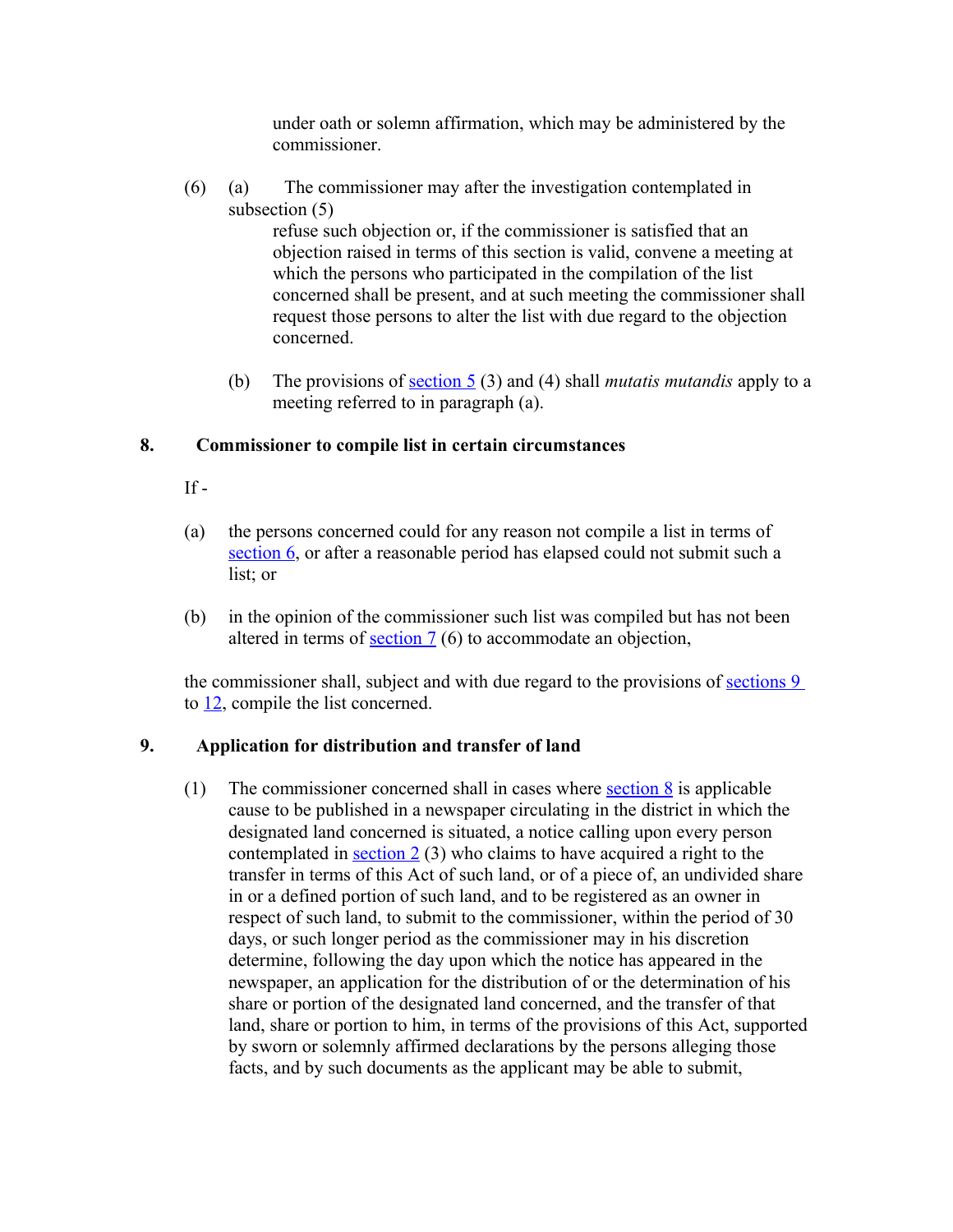under oath or solemn affirmation, which may be administered by the commissioner.

(6) (a) The commissioner may after the investigation contemplated in subsection (5) refuse such objection or, if the commissioner is satisfied that an objection raised in terms of this section is valid, convene a meeting at which the persons who participated in the compilation of the list concerned shall be present, and at such meeting the commissioner shall request those persons to alter the list with due regard to the objection concerned.

(b) The provisions of section 5 (3) and (4) shall *mutatis mutandis* apply to a meeting referred to in paragraph (a).

### 8. Commissioner to compile list in certain circumstances

If -

(a) the persons concerned could for any reason not compile a list in terms of section 6, or after a reasonable period has elapsed could not submit such a list; or

(b) in the opinion of the commissioner such list was compiled but has not been altered in terms of section 7 (6) to accommodate an objection,

the commissioner shall, subject and with due regard to the provisions of sections 9 to 12, compile the list concerned.

### 9. Application for distribution and transfer of land

(1) The commissioner concerned shall in cases where section 8 is applicable cause to be published in a newspaper circulating in the district in which the designated land concerned is situated, a notice calling upon every person contemplated in section 2 (3) who claims to have acquired a right to the transfer in terms of this Act of such land, or of a piece of, an undivided share in or a defined portion of such land, and to be registered as an owner in respect of such land, to submit to the commissioner, within the period of 30 days, or such longer period as the commissioner may in his discretion determine, following the day upon which the notice has appeared in the newspaper, an application for the distribution of or the determination of his share or portion of the designated land concerned, and the transfer of that land, share or portion to him, in terms of the provisions of this Act, supported by sworn or solemnly affirmed declarations by the persons alleging those facts, and by such documents as the applicant may be able to submit,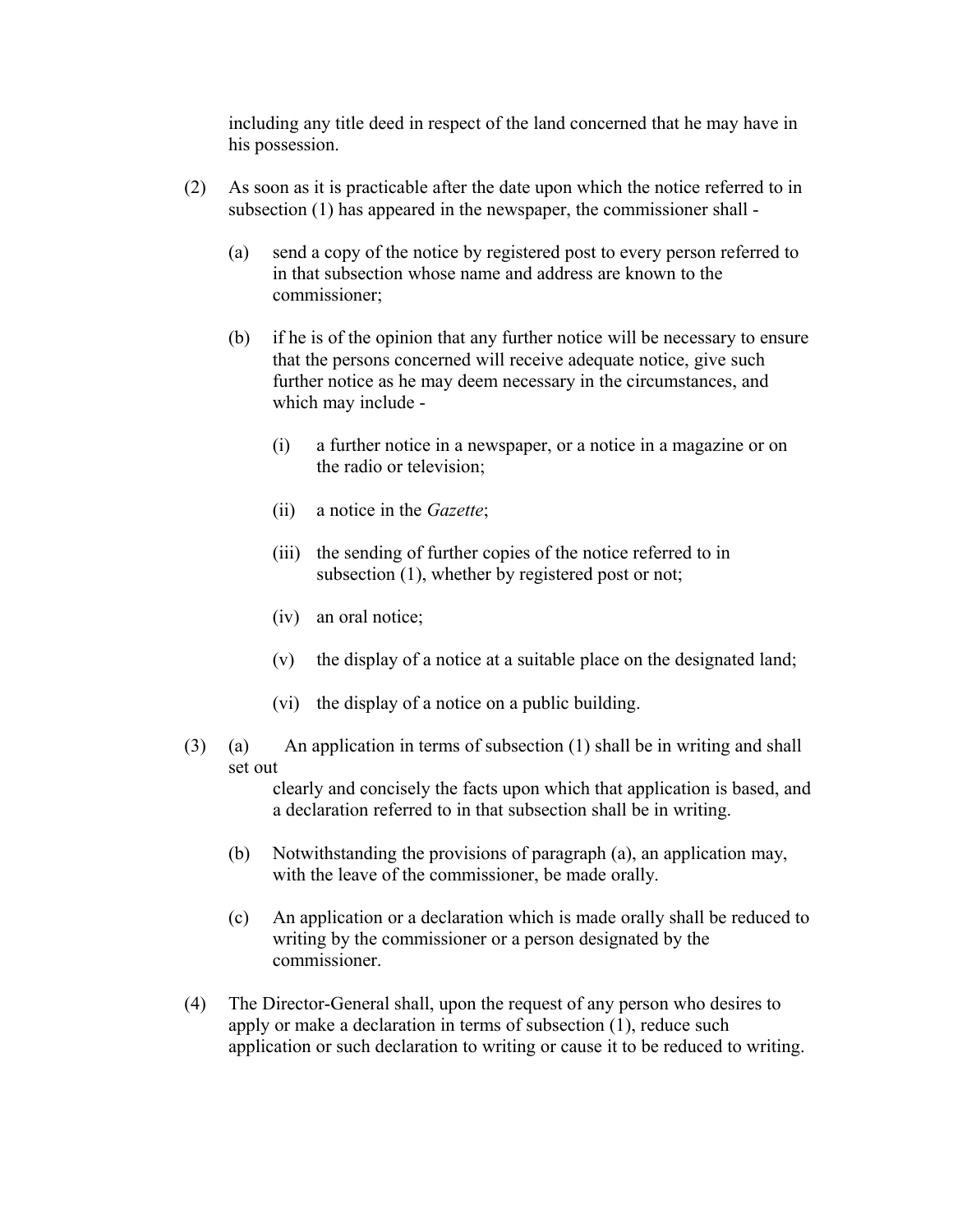including any title deed in respect of the land concerned that he may have in his possession.

(2) As soon as it is practicable after the date upon which the notice referred to in subsection (1) has appeared in the newspaper, the commissioner shall -

(a) send a copy of the notice by registered post to every person referred to in that subsection whose name and address are known to the commissioner;

(b) if he is of the opinion that any further notice will be necessary to ensure that the persons concerned will receive adequate notice, give such further notice as he may deem necessary in the circumstances, and which may include -

(i) a further notice in a newspaper, or a notice in a magazine or on the radio or television;

(ii) a notice in the *Gazette*;

(iii) the sending of further copies of the notice referred to in subsection (1), whether by registered post or not;

(iv) an oral notice;

(v) the display of a notice at a suitable place on the designated land;

(vi) the display of a notice on a public building.

(3) (a) An application in terms of subsection (1) shall be in writing and shall set out clearly and concisely the facts upon which that application is based, and a declaration referred to in that subsection shall be in writing.

(b) Notwithstanding the provisions of paragraph (a), an application may, with the leave of the commissioner, be made orally.

(c) An application or a declaration which is made orally shall be reduced to writing by the commissioner or a person designated by the commissioner.

(4) The Director-General shall, upon the request of any person who desires to apply or make a declaration in terms of subsection (1), reduce such application or such declaration to writing or cause it to be reduced to writing.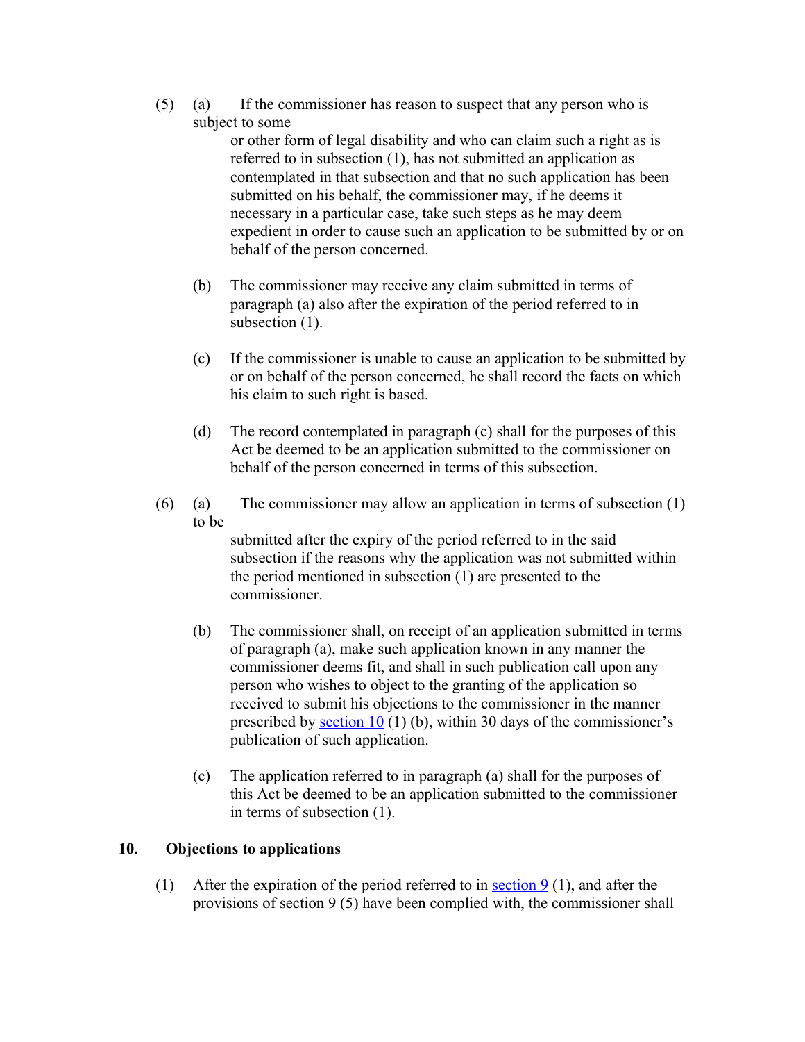(5) (a) If the commissioner has reason to suspect that any person who is subject to some or other form of legal disability and who can claim such a right as is referred to in subsection (1), has not submitted an application as contemplated in that subsection and that no such application has been submitted on his behalf, the commissioner may, if he deems it necessary in a particular case, take such steps as he may deem expedient in order to cause such an application to be submitted by or on behalf of the person concerned.

(b) The commissioner may receive any claim submitted in terms of paragraph (a) also after the expiration of the period referred to in subsection (1).

(c) If the commissioner is unable to cause an application to be submitted by or on behalf of the person concerned, he shall record the facts on which his claim to such right is based.

(d) The record contemplated in paragraph (c) shall for the purposes of this Act be deemed to be an application submitted to the commissioner on behalf of the person concerned in terms of this subsection.

(6) (a) The commissioner may allow an application in terms of subsection (1) to be submitted after the expiry of the period referred to in the said subsection if the reasons why the application was not submitted within the period mentioned in subsection (1) are presented to the commissioner.

(b) The commissioner shall, on receipt of an application submitted in terms of paragraph (a), make such application known in any manner the commissioner deems fit, and shall in such publication call upon any person who wishes to object to the granting of the application so received to submit his objections to the commissioner in the manner prescribed by section 10 (1) (b), within 30 days of the commissioner's publication of such application.

(c) The application referred to in paragraph (a) shall for the purposes of this Act be deemed to be an application submitted to the commissioner in terms of subsection (1).

## 10. Objections to applications

(1) After the expiration of the period referred to in section 9 (1), and after the provisions of section 9 (5) have been complied with, the commissioner shall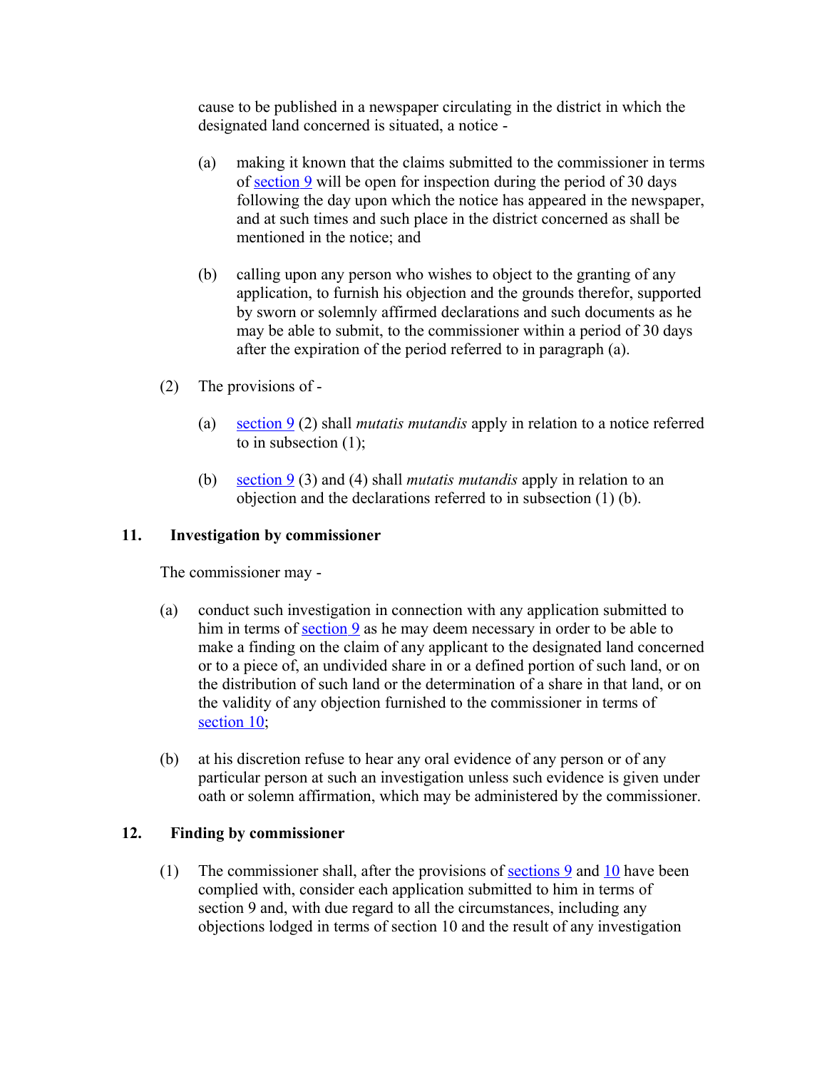cause to be published in a newspaper circulating in the district in which the designated land concerned is situated, a notice -

(a) making it known that the claims submitted to the commissioner in terms of section 9 will be open for inspection during the period of 30 days following the day upon which the notice has appeared in the newspaper, and at such times and such place in the district concerned as shall be mentioned in the notice; and

(b) calling upon any person who wishes to object to the granting of any application, to furnish his objection and the grounds therefor, supported by sworn or solemnly affirmed declarations and such documents as he may be able to submit, to the commissioner within a period of 30 days after the expiration of the period referred to in paragraph (a).

(2) The provisions of -

(a) section 9 (2) shall *mutatis mutandis* apply in relation to a notice referred to in subsection (1);

(b) section 9 (3) and (4) shall *mutatis mutandis* apply in relation to an objection and the declarations referred to in subsection (1) (b).

### 11. Investigation by commissioner

The commissioner may -

(a) conduct such investigation in connection with any application submitted to him in terms of section 9 as he may deem necessary in order to be able to make a finding on the claim of any applicant to the designated land concerned or to a piece of, an undivided share in or a defined portion of such land, or on the distribution of such land or the determination of a share in that land, or on the validity of any objection furnished to the commissioner in terms of section 10;

(b) at his discretion refuse to hear any oral evidence of any person or of any particular person at such an investigation unless such evidence is given under oath or solemn affirmation, which may be administered by the commissioner.

### 12. Finding by commissioner

(1) The commissioner shall, after the provisions of sections 9 and 10 have been complied with, consider each application submitted to him in terms of section 9 and, with due regard to all the circumstances, including any objections lodged in terms of section 10 and the result of any investigation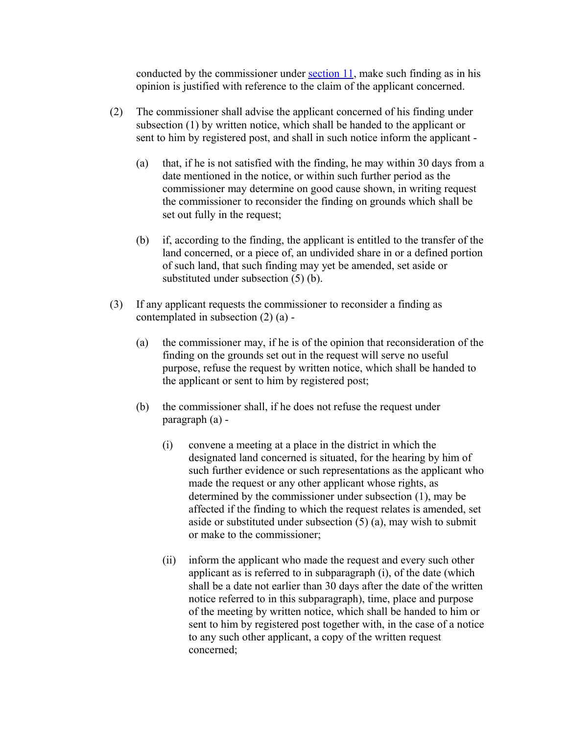conducted by the commissioner under [section 11](#), make such finding as in his opinion is justified with reference to the claim of the applicant concerned.

(2) The commissioner shall advise the applicant concerned of his finding under subsection (1) by written notice, which shall be handed to the applicant or sent to him by registered post, and shall in such notice inform the applicant -

(a) that, if he is not satisfied with the finding, he may within 30 days from a date mentioned in the notice, or within such further period as the commissioner may determine on good cause shown, in writing request the commissioner to reconsider the finding on grounds which shall be set out fully in the request;

(b) if, according to the finding, the applicant is entitled to the transfer of the land concerned, or a piece of, an undivided share in or a defined portion of such land, that such finding may yet be amended, set aside or substituted under subsection (5) (b).

(3) If any applicant requests the commissioner to reconsider a finding as contemplated in subsection (2) (a) -

(a) the commissioner may, if he is of the opinion that reconsideration of the finding on the grounds set out in the request will serve no useful purpose, refuse the request by written notice, which shall be handed to the applicant or sent to him by registered post;

(b) the commissioner shall, if he does not refuse the request under paragraph (a) -

(i) convene a meeting at a place in the district in which the designated land concerned is situated, for the hearing by him of such further evidence or such representations as the applicant who made the request or any other applicant whose rights, as determined by the commissioner under subsection (1), may be affected if the finding to which the request relates is amended, set aside or substituted under subsection (5) (a), may wish to submit or make to the commissioner;

(ii) inform the applicant who made the request and every such other applicant as is referred to in subparagraph (i), of the date (which shall be a date not earlier than 30 days after the date of the written notice referred to in this subparagraph), time, place and purpose of the meeting by written notice, which shall be handed to him or sent to him by registered post together with, in the case of a notice to any such other applicant, a copy of the written request concerned;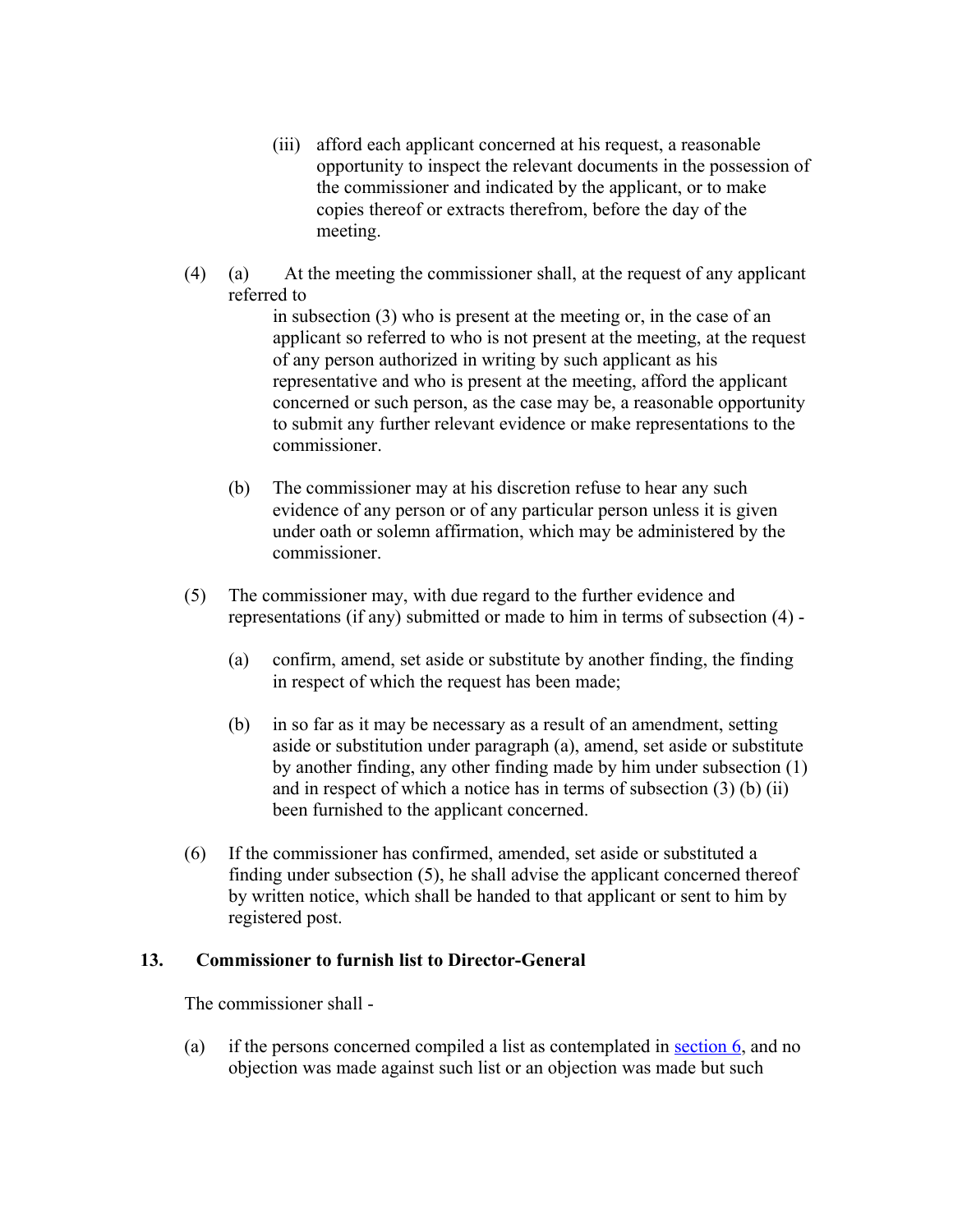(iii) afford each applicant concerned at his request, a reasonable opportunity to inspect the relevant documents in the possession of the commissioner and indicated by the applicant, or to make copies thereof or extracts therefrom, before the day of the meeting.

(4) (a) At the meeting the commissioner shall, at the request of any applicant referred to in subsection (3) who is present at the meeting or, in the case of an applicant so referred to who is not present at the meeting, at the request of any person authorized in writing by such applicant as his representative and who is present at the meeting, afford the applicant concerned or such person, as the case may be, a reasonable opportunity to submit any further relevant evidence or make representations to the commissioner.

(b) The commissioner may at his discretion refuse to hear any such evidence of any person or of any particular person unless it is given under oath or solemn affirmation, which may be administered by the commissioner.

(5) The commissioner may, with due regard to the further evidence and representations (if any) submitted or made to him in terms of subsection (4) -

(a) confirm, amend, set aside or substitute by another finding, the finding in respect of which the request has been made;

(b) in so far as it may be necessary as a result of an amendment, setting aside or substitution under paragraph (a), amend, set aside or substitute by another finding, any other finding made by him under subsection (1) and in respect of which a notice has in terms of subsection (3) (b) (ii) been furnished to the applicant concerned.

(6) If the commissioner has confirmed, amended, set aside or substituted a finding under subsection (5), he shall advise the applicant concerned thereof by written notice, which shall be handed to that applicant or sent to him by registered post.

### 13. Commissioner to furnish list to Director-General

The commissioner shall -

(a) if the persons concerned compiled a list as contemplated in section 6, and no objection was made against such list or an objection was made but such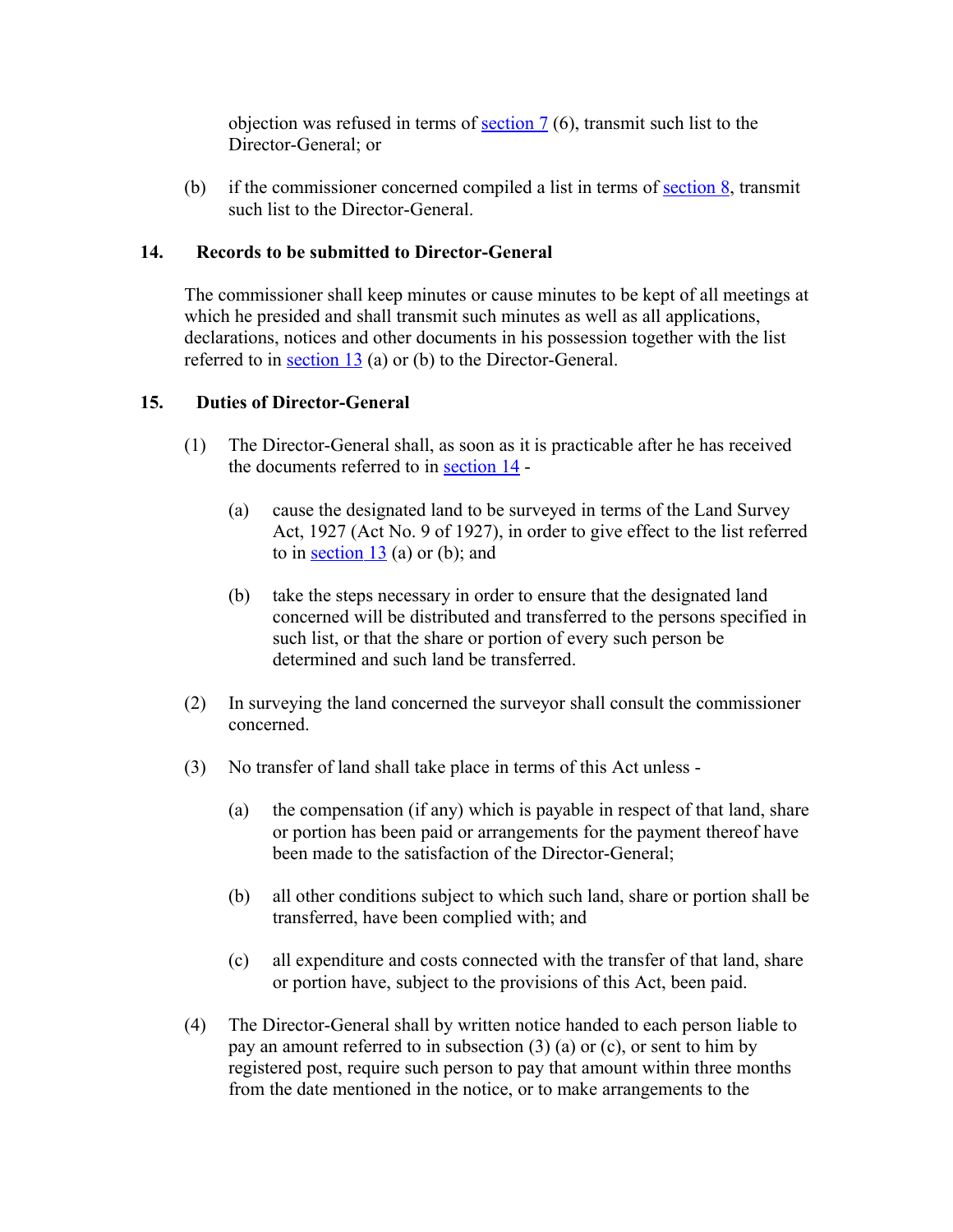objection was refused in terms of section 7 (6), transmit such list to the Director-General; or

(b) if the commissioner concerned compiled a list in terms of section 8, transmit such list to the Director-General.

### 14. Records to be submitted to Director-General

The commissioner shall keep minutes or cause minutes to be kept of all meetings at which he presided and shall transmit such minutes as well as all applications, declarations, notices and other documents in his possession together with the list referred to in section 13 (a) or (b) to the Director-General.

### 15. Duties of Director-General

(1) The Director-General shall, as soon as it is practicable after he has received the documents referred to in section 14 -

(a) cause the designated land to be surveyed in terms of the Land Survey Act, 1927 (Act No. 9 of 1927), in order to give effect to the list referred to in section 13 (a) or (b); and

(b) take the steps necessary in order to ensure that the designated land concerned will be distributed and transferred to the persons specified in such list, or that the share or portion of every such person be determined and such land be transferred.

(2) In surveying the land concerned the surveyor shall consult the commissioner concerned.

(3) No transfer of land shall take place in terms of this Act unless -

(a) the compensation (if any) which is payable in respect of that land, share or portion has been paid or arrangements for the payment thereof have been made to the satisfaction of the Director-General;

(b) all other conditions subject to which such land, share or portion shall be transferred, have been complied with; and

(c) all expenditure and costs connected with the transfer of that land, share or portion have, subject to the provisions of this Act, been paid.

(4) The Director-General shall by written notice handed to each person liable to pay an amount referred to in subsection (3) (a) or (c), or sent to him by registered post, require such person to pay that amount within three months from the date mentioned in the notice, or to make arrangements to the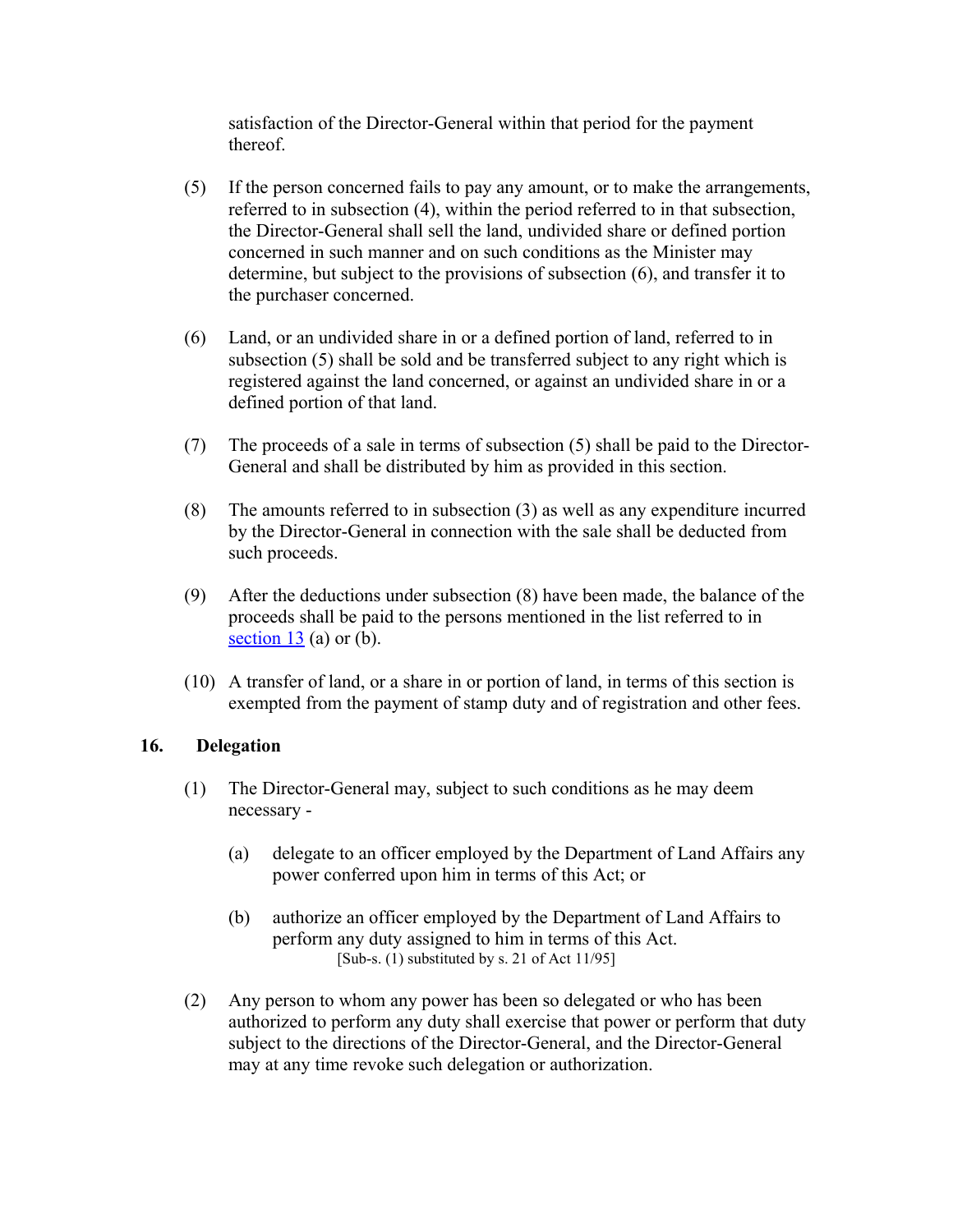satisfaction of the Director-General within that period for the payment thereof.

(5) If the person concerned fails to pay any amount, or to make the arrangements, referred to in subsection (4), within the period referred to in that subsection, the Director-General shall sell the land, undivided share or defined portion concerned in such manner and on such conditions as the Minister may determine, but subject to the provisions of subsection (6), and transfer it to the purchaser concerned.

(6) Land, or an undivided share in or a defined portion of land, referred to in subsection (5) shall be sold and be transferred subject to any right which is registered against the land concerned, or against an undivided share in or a defined portion of that land.

(7) The proceeds of a sale in terms of subsection (5) shall be paid to the Director-General and shall be distributed by him as provided in this section.

(8) The amounts referred to in subsection (3) as well as any expenditure incurred by the Director-General in connection with the sale shall be deducted from such proceeds.

(9) After the deductions under subsection (8) have been made, the balance of the proceeds shall be paid to the persons mentioned in the list referred to in section 13 (a) or (b).

(10) A transfer of land, or a share in or portion of land, in terms of this section is exempted from the payment of stamp duty and of registration and other fees.

## 16. Delegation

(1) The Director-General may, subject to such conditions as he may deem necessary -

- (a) delegate to an officer employed by the Department of Land Affairs any power conferred upon him in terms of this Act; or
- (b) authorize an officer employed by the Department of Land Affairs to perform any duty assigned to him in terms of this Act.
  [Sub-s. (1) substituted by s. 21 of Act 11/95]

(2) Any person to whom any power has been so delegated or who has been authorized to perform any duty shall exercise that power or perform that duty subject to the directions of the Director-General, and the Director-General may at any time revoke such delegation or authorization.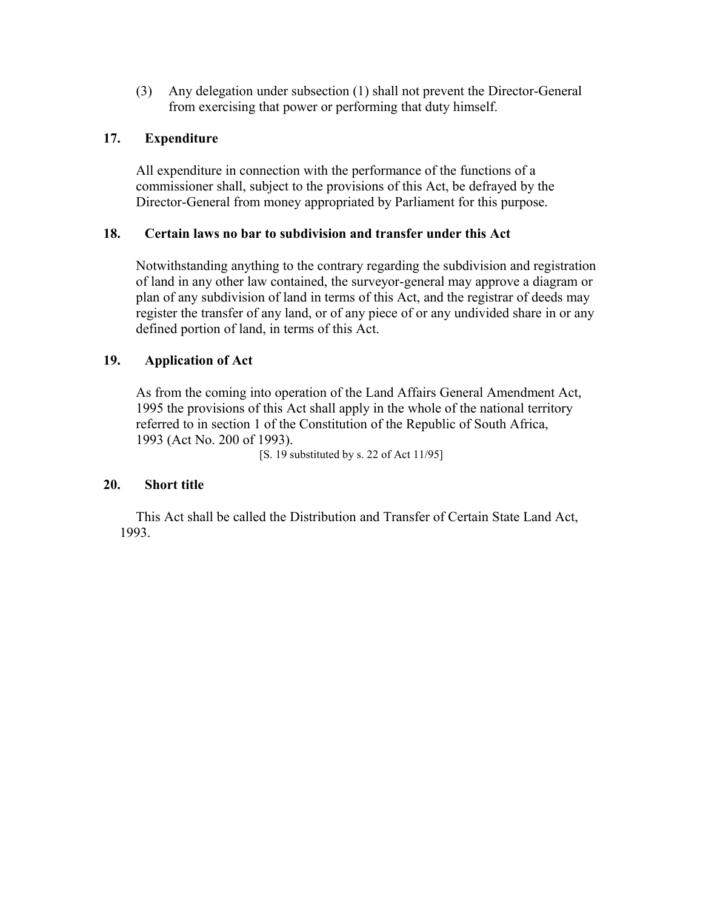(3) Any delegation under subsection (1) shall not prevent the Director-General from exercising that power or performing that duty himself.

## 17. Expenditure

All expenditure in connection with the performance of the functions of a commissioner shall, subject to the provisions of this Act, be defrayed by the Director-General from money appropriated by Parliament for this purpose.

## 18. Certain laws no bar to subdivision and transfer under this Act

Notwithstanding anything to the contrary regarding the subdivision and registration of land in any other law contained, the surveyor-general may approve a diagram or plan of any subdivision of land in terms of this Act, and the registrar of deeds may register the transfer of any land, or of any piece of or any undivided share in or any defined portion of land, in terms of this Act.

## 19. Application of Act

As from the coming into operation of the Land Affairs General Amendment Act, 1995 the provisions of this Act shall apply in the whole of the national territory referred to in section 1 of the Constitution of the Republic of South Africa, 1993 (Act No. 200 of 1993).

[S. 19 substituted by s. 22 of Act 11/95]

## 20. Short title

This Act shall be called the Distribution and Transfer of Certain State Land Act, 1993.